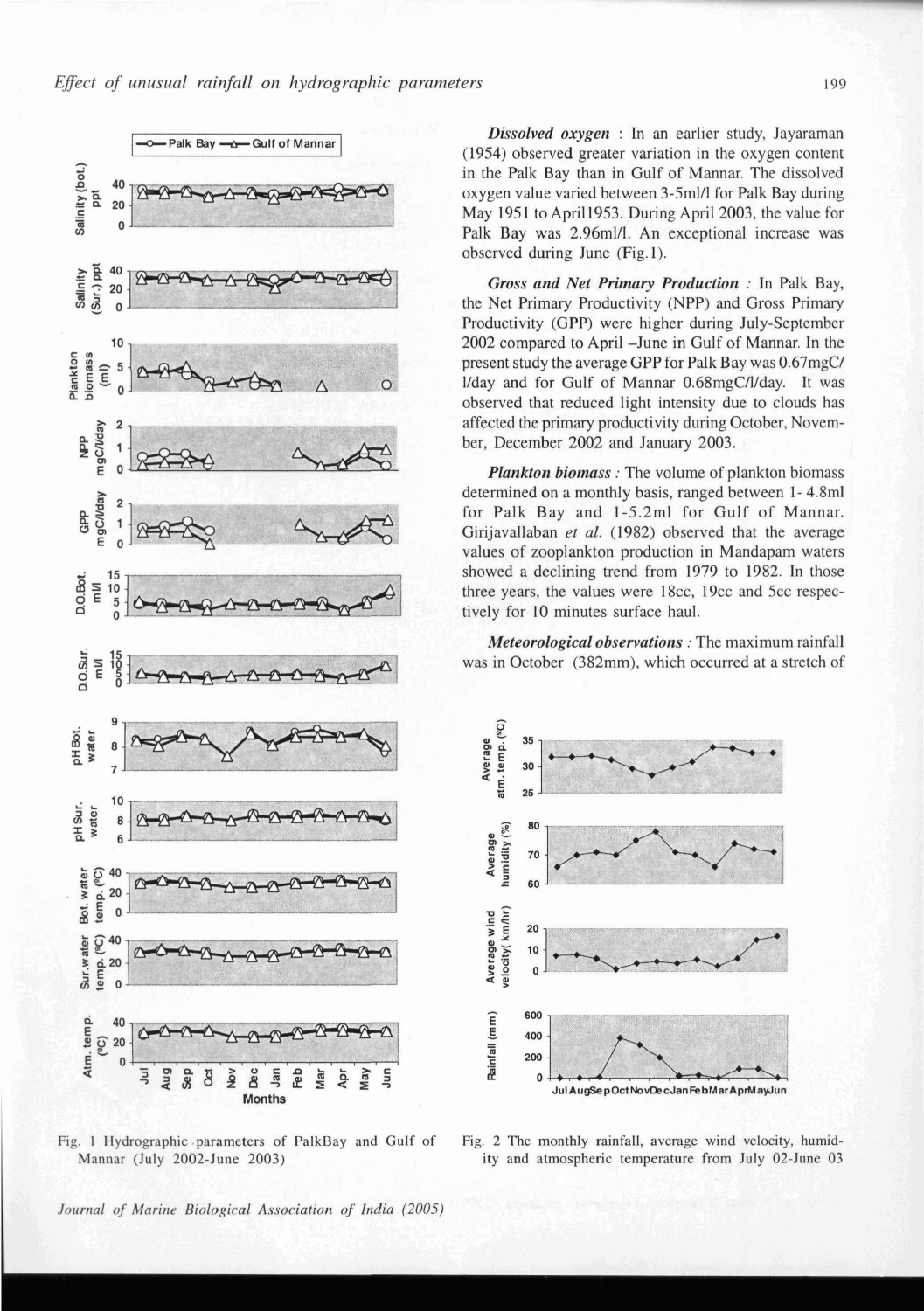Fig. 1 Hydrographic parameters of PalkBay and Gulf of Mannar (July 2002-June 2003)

Fig. 2 The monthly rainfall, average wind velocity, humidity and atmospheric temperature from July 02-June 03

***Dissolved oxygen*** : In an earlier study, Jayaraman (1954) observed greater variation in the oxygen content in the Palk Bay than in Gulf of Mannar. The dissolved oxygen value varied between 3-5ml/l for Palk Bay during May 1951 to April1953. During April 2003, the value for Palk Bay was 2.96ml/l. An exceptional increase was observed during June (Fig.1).

***Gross and Net Primary Production*** : In Palk Bay, the Net Primary Productivity (NPP) and Gross Primary Productivity (GPP) were higher during July-September 2002 compared to April –June in Gulf of Mannar. In the present study the average GPP for Palk Bay was 0.67mgC/l/day and for Gulf of Mannar 0.68mgC/l/day. It was observed that reduced light intensity due to clouds has affected the primary productivity during October, November, December 2002 and January 2003.

***Plankton biomass*** : The volume of plankton biomass determined on a monthly basis, ranged between 1- 4.8ml for Palk Bay and 1-5.2ml for Gulf of Mannar. Girijavallaban *et al.* (1982) observed that the average values of zooplankton production in Mandapam waters showed a declining trend from 1979 to 1982. In those three years, the values were 18cc, 19cc and 5cc respectively for 10 minutes surface haul.

***Meteorological observations*** : The maximum rainfall was in October (382mm), which occurred at a stretch of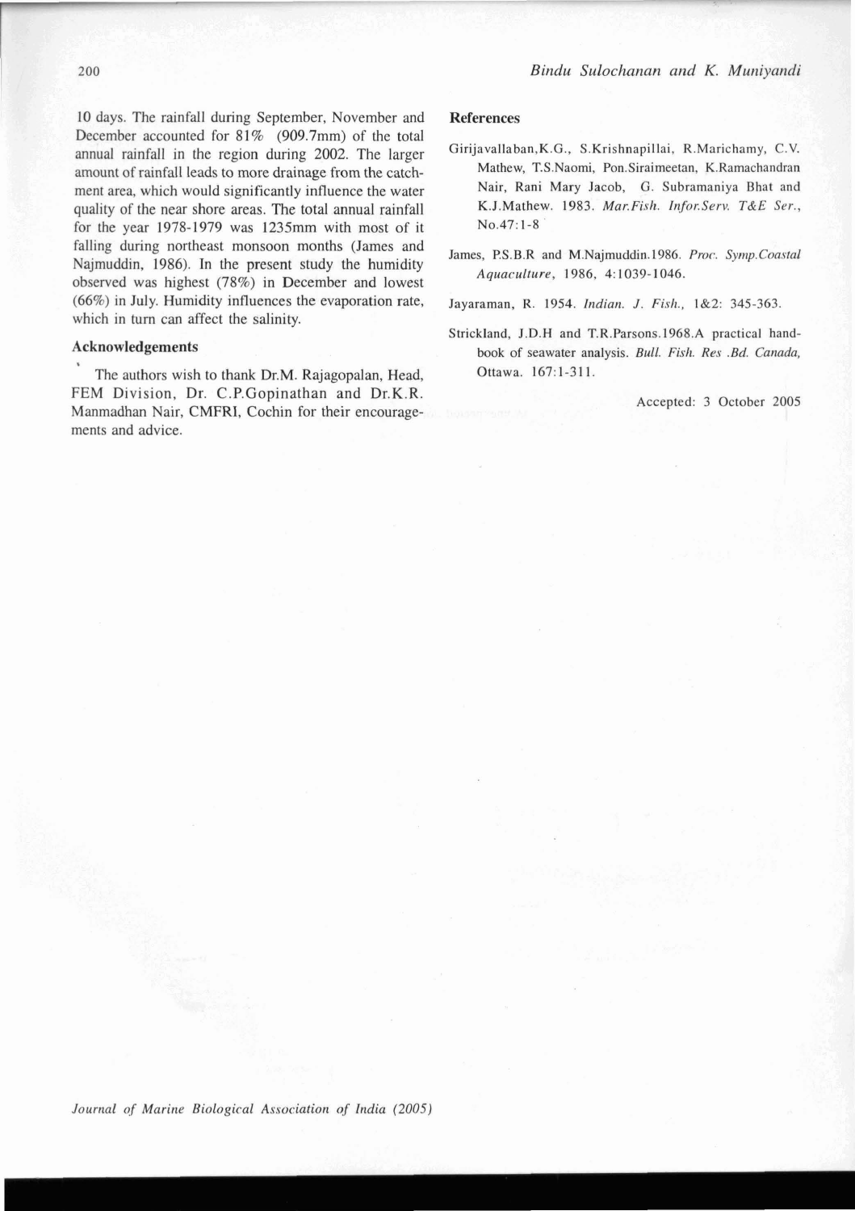10 days. The rainfall during September, November and December accounted for 81% (909.7mm) of the total annual rainfall in the region during 2002. The larger amount of rainfall leads to more drainage from the catchment area, which would significantly influence the water quality of the near shore areas. The total annual rainfall for the year 1978-1979 was 1235mm with most of it falling during northeast monsoon months (James and Najmuddin, 1986). In the present study the humidity observed was highest (78%) in December and lowest (66%) in July. Humidity influences the evaporation rate, which in turn can affect the salinity.

## Acknowledgements

The authors wish to thank Dr.M. Rajagopalan, Head, FEM Division, Dr. C.P.Gopinathan and Dr.K.R. Manmadhan Nair, CMFRI, Cochin for their encouragements and advice.

## References

Girijavallaban,K.G., S.Krishnapillai, R.Marichamy, C.V. Mathew, T.S.Naomi, Pon.Siraimeetan, K.Ramachandran Nair, Rani Mary Jacob, G. Subramaniya Bhat and K.J.Mathew. 1983. *Mar.Fish. Infor.Serv. T&E Ser.*, No.47:1-8

James, P.S.B.R and M.Najmuddin.1986. *Proc. Symp.Coastal Aquaculture*, 1986, 4:1039-1046.

Jayaraman, R. 1954. *Indian. J. Fish.*, 1&2: 345-363.

Strickland, J.D.H and T.R.Parsons.1968.A practical handbook of seawater analysis. *Bull. Fish. Res .Bd. Canada*, Ottawa. 167:1-311.

Accepted: 3 October 2005